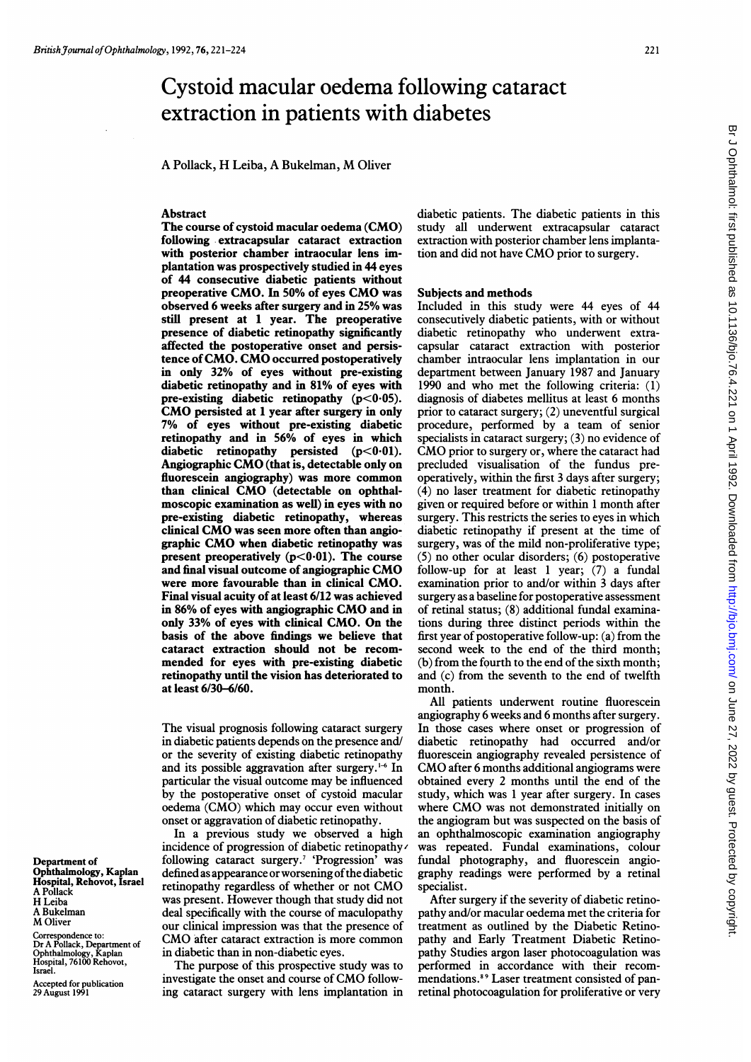# Cystoid macular oedema following cataract extraction in patients with diabetes

A Pollack, H Leiba, A Bukelman, M Oliver

## Abstract

**The course of cystoid macular oedema (CMO) following extracapsular cataract extraction with posterior chamber intraocular lens implantation was prospectively studied in 44 eyes of 44 consecutive diabetic patients without preoperative CMO. In 50% of eyes CMO was observed 6 weeks after surgery and in 25% was still present at 1 year. The preoperative presence of diabetic retinopathy significantly affected the postoperative onset and persistence of CMO. CMO occurred postoperatively in only 32% of eyes without pre-existing diabetic retinopathy and in 81% of eyes with pre-existing diabetic retinopathy ($p<0.05$). CMO persisted at 1 year after surgery in only 7% of eyes without pre-existing diabetic retinopathy and in 56% of eyes in which diabetic retinopathy persisted ($p<0.01$). Angiographic CMO (that is, detectable only on fluorescein angiography) was more common than clinical CMO (detectable on ophthalmoscopic examination as well) in eyes with no pre-existing diabetic retinopathy, whereas clinical CMO was seen more often than angiographic CMO when diabetic retinopathy was present preoperatively ($p<0.01$). The course and final visual outcome of angiographic CMO were more favourable than in clinical CMO. Final visual acuity of at least 6/12 was achieved in 86% of eyes with angiographic CMO and in only 33% of eyes with clinical CMO. On the basis of the above findings we believe that cataract extraction should not be recommended for eyes with pre-existing diabetic retinopathy until the vision has deteriorated to at least 6/30–6/60.**

The visual prognosis following cataract surgery in diabetic patients depends on the presence and/or the severity of existing diabetic retinopathy and its possible aggravation after surgery.[1-6] In particular the visual outcome may be influenced by the postoperative onset of cystoid macular oedema (CMO) which may occur even without onset or aggravation of diabetic retinopathy.

In a previous study we observed a high incidence of progression of diabetic retinopathy following cataract surgery.[7] 'Progression' was defined as appearance or worsening of the diabetic retinopathy regardless of whether or not CMO was present. However though that study did not deal specifically with the course of maculopathy our clinical impression was that the presence of CMO after cataract extraction is more common in diabetic than in non-diabetic eyes.

The purpose of this prospective study was to investigate the onset and course of CMO following cataract surgery with lens implantation in diabetic patients. The diabetic patients in this study all underwent extracapsular cataract extraction with posterior chamber lens implantation and did not have CMO prior to surgery.

Department of Ophthalmology, Kaplan Hospital, Rehovot, Israel
A Pollack
H Leiba
A Bukelman
M Oliver

Correspondence to: Dr A Pollack, Department of Ophthalmology, Kaplan Hospital, 76100 Rehovot, Israel.

Accepted for publication 29 August 1991

## Subjects and methods

Included in this study were 44 eyes of 44 consecutively diabetic patients, with or without diabetic retinopathy who underwent extracapsular cataract extraction with posterior chamber intraocular lens implantation in our department between January 1987 and January 1990 and who met the following criteria: (1) diagnosis of diabetes mellitus at least 6 months prior to cataract surgery; (2) uneventful surgical procedure, performed by a team of senior specialists in cataract surgery; (3) no evidence of CMO prior to surgery or, where the cataract had precluded visualisation of the fundus preoperatively, within the first 3 days after surgery; (4) no laser treatment for diabetic retinopathy given or required before or within 1 month after surgery. This restricts the series to eyes in which diabetic retinopathy if present at the time of surgery, was of the mild non-proliferative type; (5) no other ocular disorders; (6) postoperative follow-up for at least 1 year; (7) a fundal examination prior to and/or within 3 days after surgery as a baseline for postoperative assessment of retinal status; (8) additional fundal examinations during three distinct periods within the first year of postoperative follow-up: (a) from the second week to the end of the third month; (b) from the fourth to the end of the sixth month; and (c) from the seventh to the end of twelfth month.

All patients underwent routine fluorescein angiography 6 weeks and 6 months after surgery. In those cases where onset or progression of diabetic retinopathy had occurred and/or fluorescein angiography revealed persistence of CMO after 6 months additional angiograms were obtained every 2 months until the end of the study, which was 1 year after surgery. In cases where CMO was not demonstrated initially on the angiogram but was suspected on the basis of an ophthalmoscopic examination angiography was repeated. Fundal examinations, colour fundal photography, and fluorescein angiography readings were performed by a retinal specialist.

After surgery if the severity of diabetic retinopathy and/or macular oedema met the criteria for treatment as outlined by the Diabetic Retinopathy and Early Treatment Diabetic Retinopathy Studies argon laser photocoagulation was performed in accordance with their recommendations.[8,9] Laser treatment consisted of panretinal photocoagulation for proliferative or very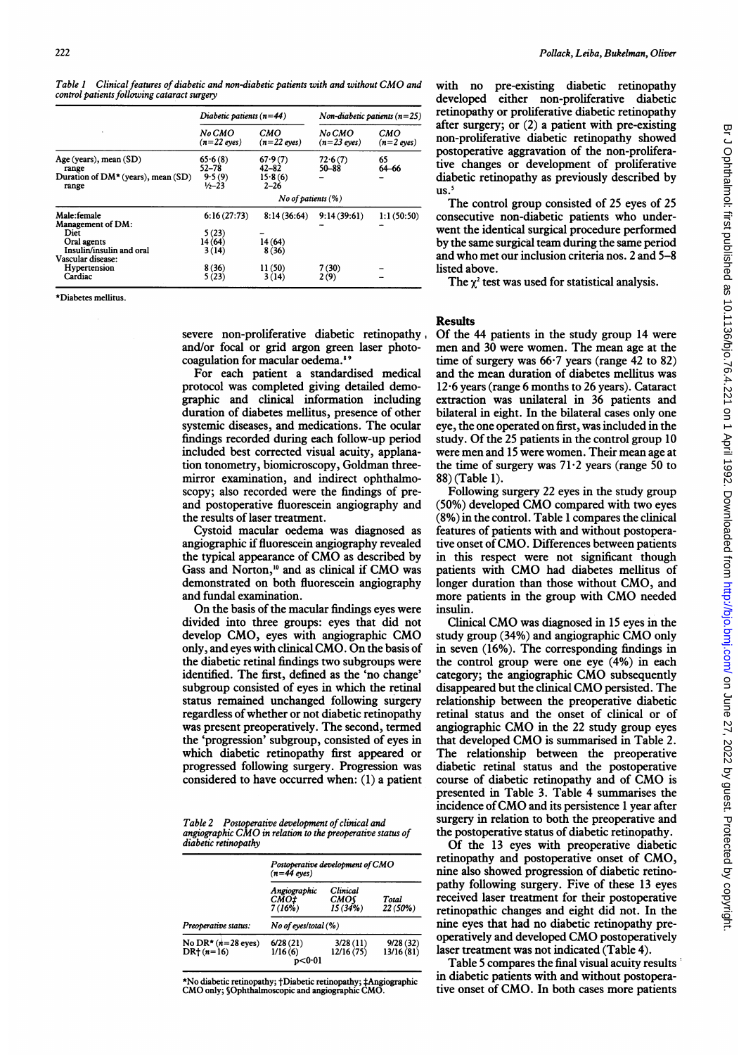Table 1 Clinical features of diabetic and non-diabetic patients with and without CMO and control patients following cataract surgery

| | Diabetic patients (n=44) | | Non-diabetic patients (n=25) | |
|---|---|---|---|---|
| | No CMO (n=22 eyes) | CMO (n=22 eyes) | No CMO (n=23 eyes) | CMO (n=2 eyes) |
| Age (years), mean (SD) | 65·6 (8) | 67·9 (7) | 72·6 (7) | 65 |
| range | 52–78 | 42–82 | 50–88 | 64–66 |
| Duration of DM* (years), mean (SD) | 9·5 (9) | 15·8 (6) | – | – |
| range | ½–23 | 2–26 | | |
| | No of patients (%) | | | |
| Male:female | 6:16 (27:73) | 8:14 (36:64) | 9:14 (39:61) | 1:1 (50:50) |
| Management of DM: | | | – | – |
| Diet | 5 (23) | – | | |
| Oral agents | 14 (64) | 14 (64) | | |
| Insulin/insulin and oral | 3 (14) | 8 (36) | | |
| Vascular disease: | | | | |
| Hypertension | 8 (36) | 11 (50) | 7 (30) | – |
| Cardiac | 5 (23) | 3 (14) | 2 (9) | – |

*Diabetes mellitus.

severe non-proliferative diabetic retinopathy and/or focal or grid argon green laser photocoagulation for macular oedema.[8,9]

For each patient a standardised medical protocol was completed giving detailed demographic and clinical information including duration of diabetes mellitus, presence of other systemic diseases, and medications. The ocular findings recorded during each follow-up period included best corrected visual acuity, applanation tonometry, biomicroscopy, Goldman three-mirror examination, and indirect ophthalmoscopy; also recorded were the findings of pre- and postoperative fluorescein angiography and the results of laser treatment.

Cystoid macular oedema was diagnosed as angiographic if fluorescein angiography revealed the typical appearance of CMO as described by Gass and Norton,[10] and as clinical if CMO was demonstrated on both fluorescein angiography and fundal examination.

On the basis of the macular findings eyes were divided into three groups: eyes that did not develop CMO, eyes with angiographic CMO only, and eyes with clinical CMO. On the basis of the diabetic retinal findings two subgroups were identified. The first, defined as the 'no change' subgroup consisted of eyes in which the retinal status remained unchanged following surgery regardless of whether or not diabetic retinopathy was present preoperatively. The second, termed the 'progression' subgroup, consisted of eyes in which diabetic retinopathy first appeared or progressed following surgery. Progression was considered to have occurred when: (1) a patient with no pre-existing diabetic retinopathy developed either non-proliferative diabetic retinopathy or proliferative diabetic retinopathy after surgery; or (2) a patient with pre-existing non-proliferative diabetic retinopathy showed postoperative aggravation of the non-proliferative changes or development of proliferative diabetic retinopathy as previously described by us.[5]

Table 2 Postoperative development of clinical and angiographic CMO in relation to the preoperative status of diabetic retinopathy

| | Postoperative development of CMO (n=44 eyes) | | |
|---|---|---|---|
| | Angiographic CMO‡ 7 (16%) | Clinical CMO§ 15 (34%) | Total 22 (50%) |
| Preoperative status: | No of eyes/total (%) | | |
| No DR* (n=28 eyes) | 6/28 (21) | 3/28 (11) | 9/28 (32) |
| DR† (n=16) | 1/16 (6) | 12/16 (75) | 13/16 (81) |
| | $p<0.01$ | | |

*No diabetic retinopathy; †Diabetic retinopathy; ‡Angiographic CMO only; §Ophthalmoscopic and angiographic CMO.

The control group consisted of 25 eyes of 25 consecutive non-diabetic patients who underwent the identical surgical procedure performed by the same surgical team during the same period and who met our inclusion criteria nos. 2 and 5–8 listed above.

The $\chi^2$ test was used for statistical analysis.

## Results

Of the 44 patients in the study group 14 were men and 30 were women. The mean age at the time of surgery was 66·7 years (range 42 to 82) and the mean duration of diabetes mellitus was 12·6 years (range 6 months to 26 years). Cataract extraction was unilateral in 36 patients and bilateral in eight. In the bilateral cases only one eye, the one operated on first, was included in the study. Of the 25 patients in the control group 10 were men and 15 were women. Their mean age at the time of surgery was 71·2 years (range 50 to 88) (Table 1).

Following surgery 22 eyes in the study group (50%) developed CMO compared with two eyes (8%) in the control. Table 1 compares the clinical features of patients with and without postoperative onset of CMO. Differences between patients in this respect were not significant though patients with CMO had diabetes mellitus of longer duration than those without CMO, and more patients in the group with CMO needed insulin.

Clinical CMO was diagnosed in 15 eyes in the study group (34%) and angiographic CMO only in seven (16%). The corresponding findings in the control group were one eye (4%) in each category; the angiographic CMO subsequently disappeared but the clinical CMO persisted. The relationship between the preoperative diabetic retinal status and the onset of clinical or of angiographic CMO in the 22 study group eyes that developed CMO is summarised in Table 2. The relationship between the preoperative diabetic retinal status and the postoperative course of diabetic retinopathy and of CMO is presented in Table 3. Table 4 summarises the incidence of CMO and its persistence 1 year after surgery in relation to both the preoperative and the postoperative status of diabetic retinopathy.

Of the 13 eyes with preoperative diabetic retinopathy and postoperative onset of CMO, nine also showed progression of diabetic retinopathy following surgery. Five of these 13 eyes received laser treatment for their postoperative retinopathic changes and eight did not. In the nine eyes that had no diabetic retinopathy preoperatively and developed CMO postoperatively laser treatment was not indicated (Table 4).

Table 5 compares the final visual acuity results in diabetic patients with and without postoperative onset of CMO. In both cases more patients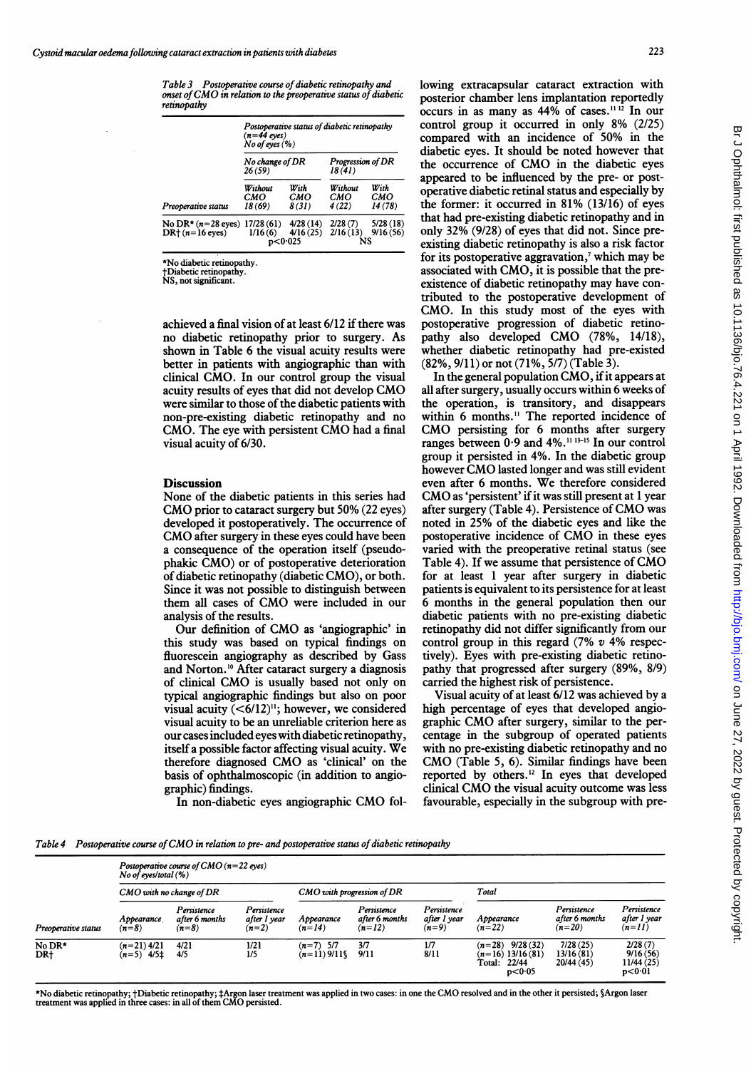*Table 3 Postoperative course of diabetic retinopathy and onset of CMO in relation to the preoperative status of diabetic retinopathy*

| | Postoperative status of diabetic retinopathy (n=44 eyes) No of eyes (%) | | | |
|---|---|---|---|---|
| | No change of DR 26 (59) | | Progression of DR 18 (41) | |
| Preoperative status | Without CMO 18 (69) | With CMO 8 (31) | Without CMO 4 (22) | With CMO 14 (78) |
| No DR* (n=28 eyes) | 17/28 (61) | 4/28 (14) | 2/28 (7) | 5/28 (18) |
| DR† (n=16 eyes) | 1/16 (6) | 4/16 (25) | 2/16 (13) | 9/16 (56) |
| | p<0·025 | | NS | |

*No diabetic retinopathy.
†Diabetic retinopathy.
NS, not significant.

achieved a final vision of at least 6/12 if there was no diabetic retinopathy prior to surgery. As shown in Table 6 the visual acuity results were better in patients with angiographic than with clinical CMO. In our control group the visual acuity results of eyes that did not develop CMO were similar to those of the diabetic patients with non-pre-existing diabetic retinopathy and no CMO. The eye with persistent CMO had a final visual acuity of 6/30.

## Discussion

None of the diabetic patients in this series had CMO prior to cataract surgery but 50% (22 eyes) developed it postoperatively. The occurrence of CMO after surgery in these eyes could have been a consequence of the operation itself (pseudophakic CMO) or of postoperative deterioration of diabetic retinopathy (diabetic CMO), or both. Since it was not possible to distinguish between them all cases of CMO were included in our analysis of the results.

Our definition of CMO as 'angiographic' in this study was based on typical findings on fluorescein angiography as described by Gass and Norton.[10] After cataract surgery a diagnosis of clinical CMO is usually based not only on typical angiographic findings but also on poor visual acuity (<6/12)[11]; however, we considered visual acuity to be an unreliable criterion here as our cases included eyes with diabetic retinopathy, itself a possible factor affecting visual acuity. We therefore diagnosed CMO as 'clinical' on the basis of ophthalmoscopic (in addition to angiographic) findings.

In non-diabetic eyes angiographic CMO following extracapsular cataract extraction with posterior chamber lens implantation reportedly occurs in as many as 44% of cases.[11,12] In our control group it occurred in only 8% (2/25) compared with an incidence of 50% in the diabetic eyes. It should be noted however that the occurrence of CMO in the diabetic eyes appeared to be influenced by the pre- or postoperative diabetic retinal status and especially by the former: it occurred in 81% (13/16) of eyes that had pre-existing diabetic retinopathy and in only 32% (9/28) of eyes that did not. Since pre-existing diabetic retinopathy is also a risk factor for its postoperative aggravation,[7] which may be associated with CMO, it is possible that the pre-existence of diabetic retinopathy may have contributed to the postoperative development of CMO. In this study most of the eyes with postoperative progression of diabetic retinopathy also developed CMO (78%, 14/18), whether diabetic retinopathy had pre-existed (82%, 9/11) or not (71%, 5/7) (Table 3).

In the general population CMO, if it appears at all after surgery, usually occurs within 6 weeks of the operation, is transitory, and disappears within 6 months.[11] The reported incidence of CMO persisting for 6 months after surgery ranges between 0·9 and 4%.[11,13-15] In our control group it persisted in 4%. In the diabetic group however CMO lasted longer and was still evident even after 6 months. We therefore considered CMO as 'persistent' if it was still present at 1 year after surgery (Table 4). Persistence of CMO was noted in 25% of the diabetic eyes and like the postoperative incidence of CMO in these eyes varied with the preoperative retinal status (see Table 4). If we assume that persistence of CMO for at least 1 year after surgery in diabetic patients is equivalent to its persistence for at least 6 months in the general population then our diabetic patients with no pre-existing diabetic retinopathy did not differ significantly from our control group in this regard (7% v 4% respectively). Eyes with pre-existing diabetic retinopathy that progressed after surgery (89%, 8/9) carried the highest risk of persistence.

Visual acuity of at least 6/12 was achieved by a high percentage of eyes that developed angiographic CMO after surgery, similar to the percentage in the subgroup of operated patients with no pre-existing diabetic retinopathy and no CMO (Table 5, 6). Similar findings have been reported by others.[12] In eyes that developed clinical CMO the visual acuity outcome was less favourable, especially in the subgroup with pre-

*Table 4 Postoperative course of CMO in relation to pre- and postoperative status of diabetic retinopathy*

| | Postoperative course of CMO (n=22 eyes) No of eyes/total (%) | | | | | | | | |
|---|---|---|---|---|---|---|---|---|---|
| | CMO with no change of DR | | | CMO with progression of DR | | | Total | | |
| Preoperative status | Appearance (n=8) | Persistence after 6 months (n=8) | Persistence after 1 year (n=2) | Appearance (n=14) | Persistence after 6 months (n=12) | Persistence after 1 year (n=9) | Appearance (n=22) | Persistence after 6 months (n=20) | Persistence after 1 year (n=11) |
| No DR* | (n=21) 4/21 | 4/21 | 1/21 | (n=7) 5/7 | 5/7 | 3/7 | (n=28) 9/28 (32) | 7/28 (25) | 2/28 (7) |
| DR† | (n=5) 4/5‡ | 4/5 | 1/5 | (n=11) 9/11§ | 9/11 | 8/11 | (n=16) 13/16 (81) | 13/16 (81) | 9/16 (56) |
| | | | | | | | Total: 22/44 | 20/44 (45) | 11/44 (25) |
| | | | | | | | p<0·05 | | p<0·01 |

*No diabetic retinopathy; †Diabetic retinopathy; ‡Argon laser treatment was applied in two cases: in one the CMO resolved and in the other it persisted; §Argon laser treatment was applied in three cases: in all of them CMO persisted.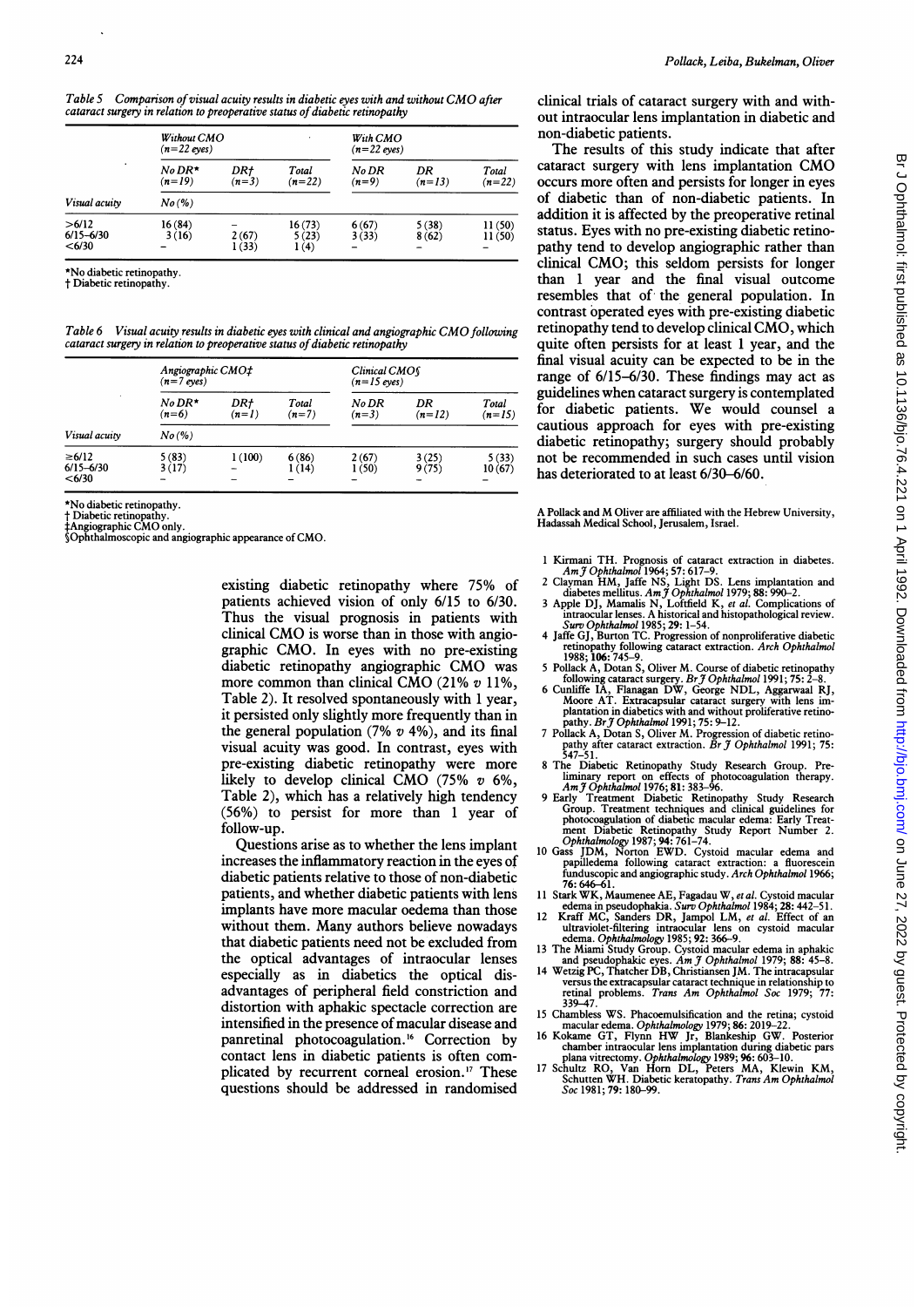Table 5 Comparison of visual acuity results in diabetic eyes with and without CMO after cataract surgery in relation to preoperative status of diabetic retinopathy

| | Without CMO (n=22 eyes) | | | With CMO (n=22 eyes) | | |
|---|---|---|---|---|---|---|
| | No DR* (n=19) | DR† (n=3) | Total (n=22) | No DR (n=9) | DR (n=13) | Total (n=22) |
| Visual acuity | No (%) | | | | | |
| >6/12 | 16 (84) | – | 16 (73) | 6 (67) | 5 (38) | 11 (50) |
| 6/15–6/30 | 3 (16) | 2 (67) | 5 (23) | 3 (33) | 8 (62) | 11 (50) |
| <6/30 | – | 1 (33) | 1 (4) | – | – | – |

*No diabetic retinopathy.
† Diabetic retinopathy.

Table 6 Visual acuity results in diabetic eyes with clinical and angiographic CMO following cataract surgery in relation to preoperative status of diabetic retinopathy

| | Angiographic CMO‡ (n=7 eyes) | | | Clinical CMO§ (n=15 eyes) | | |
|---|---|---|---|---|---|---|
| | No DR* (n=6) | DR† (n=1) | Total (n=7) | No DR (n=3) | DR (n=12) | Total (n=15) |
| Visual acuity | No (%) | | | | | |
| ≥6/12 | 5 (83) | 1 (100) | 6 (86) | 2 (67) | 3 (25) | 5 (33) |
| 6/15–6/30 | 3 (17) | – | 1 (14) | 1 (50) | 9 (75) | 10 (67) |
| <6/30 | – | – | – | – | – | – |

*No diabetic retinopathy.
† Diabetic retinopathy.
‡Angiographic CMO only.
§Ophthalmoscopic and angiographic appearance of CMO.

existing diabetic retinopathy where 75% of patients achieved vision of only 6/15 to 6/30. Thus the visual prognosis in patients with clinical CMO is worse than in those with angiographic CMO. In eyes with no pre-existing diabetic retinopathy angiographic CMO was more common than clinical CMO (21% v 11%, Table 2). It resolved spontaneously with 1 year, it persisted only slightly more frequently than in the general population (7% v 4%), and its final visual acuity was good. In contrast, eyes with pre-existing diabetic retinopathy were more likely to develop clinical CMO (75% v 6%, Table 2), which has a relatively high tendency (56%) to persist for more than 1 year of follow-up.

Questions arise as to whether the lens implant increases the inflammatory reaction in the eyes of diabetic patients relative to those of non-diabetic patients, and whether diabetic patients with lens implants have more macular oedema than those without them. Many authors believe nowadays that diabetic patients need not be excluded from the optical advantages of intraocular lenses especially as in diabetics the optical disadvantages of peripheral field constriction and distortion with aphakic spectacle correction are intensified in the presence of macular disease and panretinal photocoagulation.[16] Correction by contact lens in diabetic patients is often complicated by recurrent corneal erosion.[17] These questions should be addressed in randomised clinical trials of cataract surgery with and without intraocular lens implantation in diabetic and non-diabetic patients.

The results of this study indicate that after cataract surgery with lens implantation CMO occurs more often and persists for longer in eyes of diabetic than of non-diabetic patients. In addition it is affected by the preoperative retinal status. Eyes with no pre-existing diabetic retinopathy tend to develop angiographic rather than clinical CMO; this seldom persists for longer than 1 year and the final visual outcome resembles that of the general population. In contrast operated eyes with pre-existing diabetic retinopathy tend to develop clinical CMO, which quite often persists for at least 1 year, and the final visual acuity can be expected to be in the range of 6/15–6/30. These findings may act as guidelines when cataract surgery is contemplated for diabetic patients. We would counsel a cautious approach for eyes with pre-existing diabetic retinopathy; surgery should probably not be recommended in such cases until vision has deteriorated to at least 6/30–6/60.

A Pollack and M Oliver are affiliated with the Hebrew University, Hadassah Medical School, Jerusalem, Israel.

1. Kirmani TH. Prognosis of cataract extraction in diabetes. *Am J Ophthalmol* 1964; **57**: 617–9.
2. Clayman HM, Jaffe NS, Light DS. Lens implantation and diabetes mellitus. *Am J Ophthalmol* 1979; **88**: 990–2.
3. Apple DJ, Mamalis N, Loftfield K, *et al*. Complications of intraocular lenses. A historical and histopathological review. *Surv Ophthalmol* 1985; **29**: 1–54.
4. Jaffe GJ, Burton TC. Progression of nonproliferative diabetic retinopathy following cataract extraction. *Arch Ophthalmol* 1988; **106**: 745–9.
5. Pollack A, Dotan S, Oliver M. Course of diabetic retinopathy following cataract surgery. *Br J Ophthalmol* 1991; **75**: 2–8.
6. Cunliffe IA, Flanagan DW, George NDL, Aggarwaal RJ, Moore AT. Extracapsular cataract surgery with lens implantation in diabetics with and without proliferative retinopathy. *Br J Ophthalmol* 1991; **75**: 9–12.
7. Pollack A, Dotan S, Oliver M. Progression of diabetic retinopathy after cataract extraction. *Br J Ophthalmol* 1991; **75**: 547–51.
8. The Diabetic Retinopathy Study Research Group. Preliminary report on effects of photocoagulation therapy. *Am J Ophthalmol* 1976; **81**: 383–96.
9. Early Treatment Diabetic Retinopathy Study Research Group. Treatment techniques and clinical guidelines for photocoagulation of diabetic macular edema: Early Treatment Diabetic Retinopathy Study Report Number 2. *Ophthalmology* 1987; **94**: 761–74.
10. Gass JDM, Norton EWD. Cystoid macular edema and papilledema following cataract extraction: a fluorescein funduscopic and angiographic study. *Arch Ophthalmol* 1966; **76**: 646–61.
11. Stark WK, Maumenee AE, Fagadau W, *et al*. Cystoid macular edema in pseudophakia. *Surv Ophthalmol* 1984; **28**: 442–51.
12. Kraff MC, Sanders DR, Jampol LM, *et al*. Effect of an ultraviolet-filtering intraocular lens on cystoid macular edema. *Ophthalmology* 1985; **92**: 366–9.
13. The Miami Study Group. Cystoid macular edema in aphakic and pseudophakic eyes. *Am J Ophthalmol* 1979; **88**: 45–8.
14. Wetzig PC, Thatcher DB, Christiansen JM. The intracapsular versus the extracapsular cataract technique in relationship to retinal problems. *Trans Am Ophthalmol Soc* 1979; **77**: 339–47.
15. Chambless WS. Phacoemulsification and the retina; cystoid macular edema. *Ophthalmology* 1979; **86**: 2019–22.
16. Kokame GT, Flynn HW Jr, Blankeship GW. Posterior chamber intraocular lens implantation during diabetic pars plana vitrectomy. *Ophthalmology* 1989; **96**: 603–10.
17. Schultz RO, Van Horn DL, Peters MA, Klewin KM, Schutten WH. Diabetic keratopathy. *Trans Am Ophthalmol Soc* 1981; **79**: 180–99.